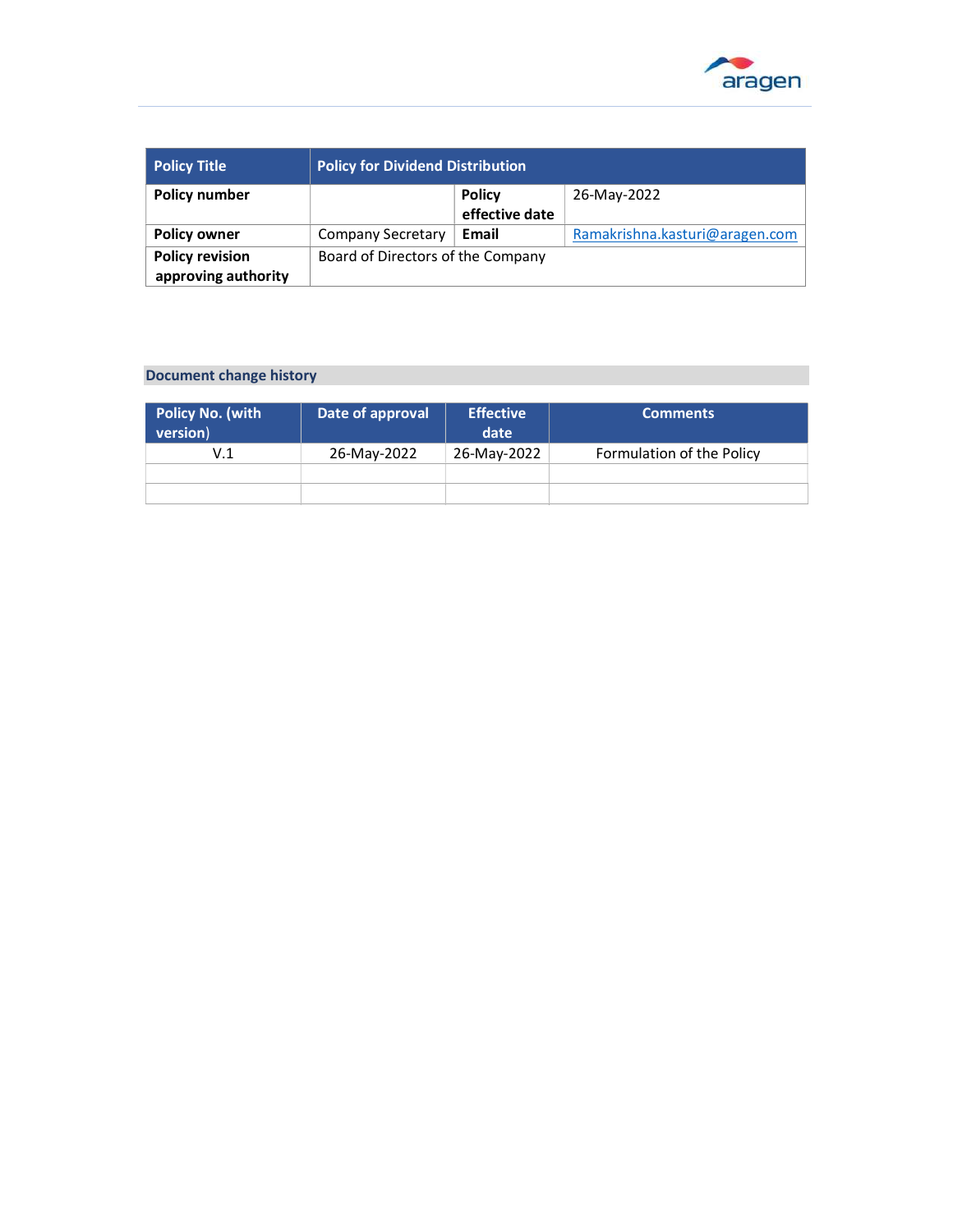| Policy Title | Policy for Dividend Distribution | | |
| --- | --- | --- | --- |
| **Policy number** | | **Policy effective date** | 26-May-2022 |
| **Policy owner** | Company Secretary | **Email** | Ramakrishna.kasturi@aragen.com |
| **Policy revision approving authority** | Board of Directors of the Company | | |

## Document change history

| Policy No. (with version) | Date of approval | Effective date | Comments |
| --- | --- | --- | --- |
| V.1 | 26-May-2022 | 26-May-2022 | Formulation of the Policy |
| | | | |
| | | | |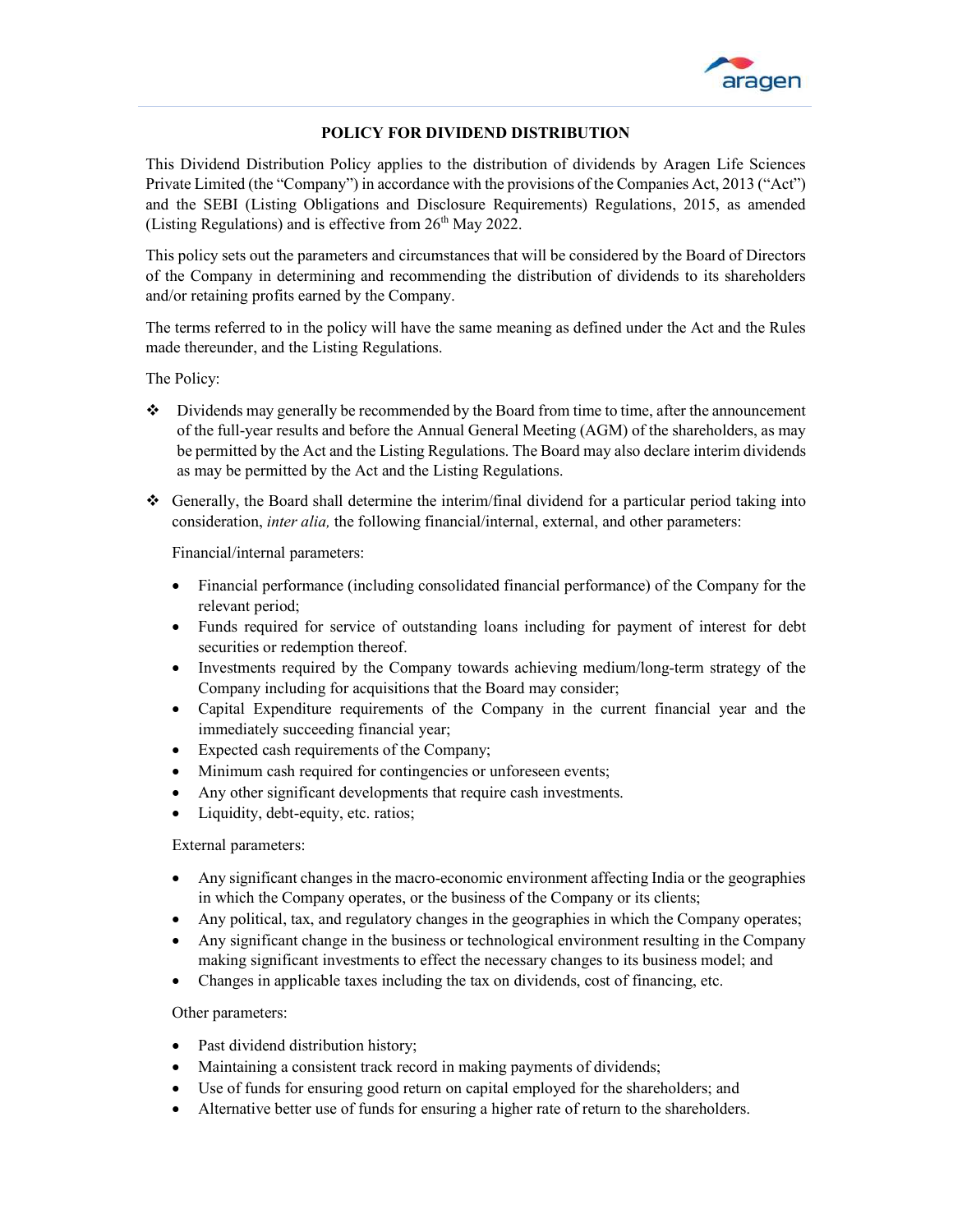## POLICY FOR DIVIDEND DISTRIBUTION

This Dividend Distribution Policy applies to the distribution of dividends by Aragen Life Sciences Private Limited (the "Company") in accordance with the provisions of the Companies Act, 2013 ("Act") and the SEBI (Listing Obligations and Disclosure Requirements) Regulations, 2015, as amended (Listing Regulations) and is effective from 26th May 2022.

This policy sets out the parameters and circumstances that will be considered by the Board of Directors of the Company in determining and recommending the distribution of dividends to its shareholders and/or retaining profits earned by the Company.

The terms referred to in the policy will have the same meaning as defined under the Act and the Rules made thereunder, and the Listing Regulations.

The Policy:

- Dividends may generally be recommended by the Board from time to time, after the announcement of the full-year results and before the Annual General Meeting (AGM) of the shareholders, as may be permitted by the Act and the Listing Regulations. The Board may also declare interim dividends as may be permitted by the Act and the Listing Regulations.
- Generally, the Board shall determine the interim/final dividend for a particular period taking into consideration, *inter alia,* the following financial/internal, external, and other parameters:

  Financial/internal parameters:

  - Financial performance (including consolidated financial performance) of the Company for the relevant period;
  - Funds required for service of outstanding loans including for payment of interest for debt securities or redemption thereof.
  - Investments required by the Company towards achieving medium/long-term strategy of the Company including for acquisitions that the Board may consider;
  - Capital Expenditure requirements of the Company in the current financial year and the immediately succeeding financial year;
  - Expected cash requirements of the Company;
  - Minimum cash required for contingencies or unforeseen events;
  - Any other significant developments that require cash investments.
  - Liquidity, debt-equity, etc. ratios;

  External parameters:

  - Any significant changes in the macro-economic environment affecting India or the geographies in which the Company operates, or the business of the Company or its clients;
  - Any political, tax, and regulatory changes in the geographies in which the Company operates;
  - Any significant change in the business or technological environment resulting in the Company making significant investments to effect the necessary changes to its business model; and
  - Changes in applicable taxes including the tax on dividends, cost of financing, etc.

  Other parameters:

  - Past dividend distribution history;
  - Maintaining a consistent track record in making payments of dividends;
  - Use of funds for ensuring good return on capital employed for the shareholders; and
  - Alternative better use of funds for ensuring a higher rate of return to the shareholders.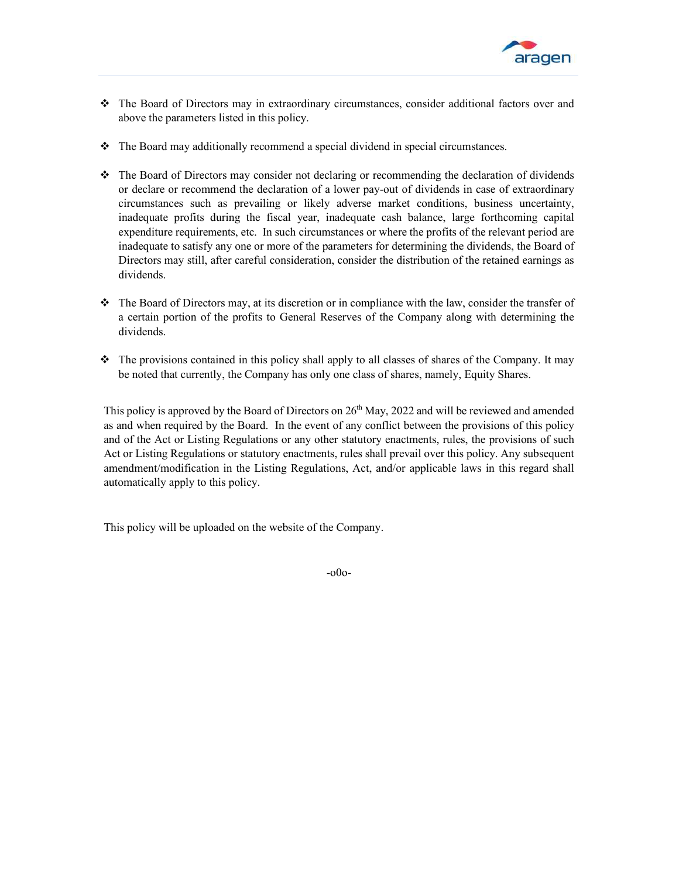- The Board of Directors may in extraordinary circumstances, consider additional factors over and above the parameters listed in this policy.

- The Board may additionally recommend a special dividend in special circumstances.

- The Board of Directors may consider not declaring or recommending the declaration of dividends or declare or recommend the declaration of a lower pay-out of dividends in case of extraordinary circumstances such as prevailing or likely adverse market conditions, business uncertainty, inadequate profits during the fiscal year, inadequate cash balance, large forthcoming capital expenditure requirements, etc. In such circumstances or where the profits of the relevant period are inadequate to satisfy any one or more of the parameters for determining the dividends, the Board of Directors may still, after careful consideration, consider the distribution of the retained earnings as dividends.

- The Board of Directors may, at its discretion or in compliance with the law, consider the transfer of a certain portion of the profits to General Reserves of the Company along with determining the dividends.

- The provisions contained in this policy shall apply to all classes of shares of the Company. It may be noted that currently, the Company has only one class of shares, namely, Equity Shares.

This policy is approved by the Board of Directors on 26th May, 2022 and will be reviewed and amended as and when required by the Board. In the event of any conflict between the provisions of this policy and of the Act or Listing Regulations or any other statutory enactments, rules, the provisions of such Act or Listing Regulations or statutory enactments, rules shall prevail over this policy. Any subsequent amendment/modification in the Listing Regulations, Act, and/or applicable laws in this regard shall automatically apply to this policy.

This policy will be uploaded on the website of the Company.

-o0o-